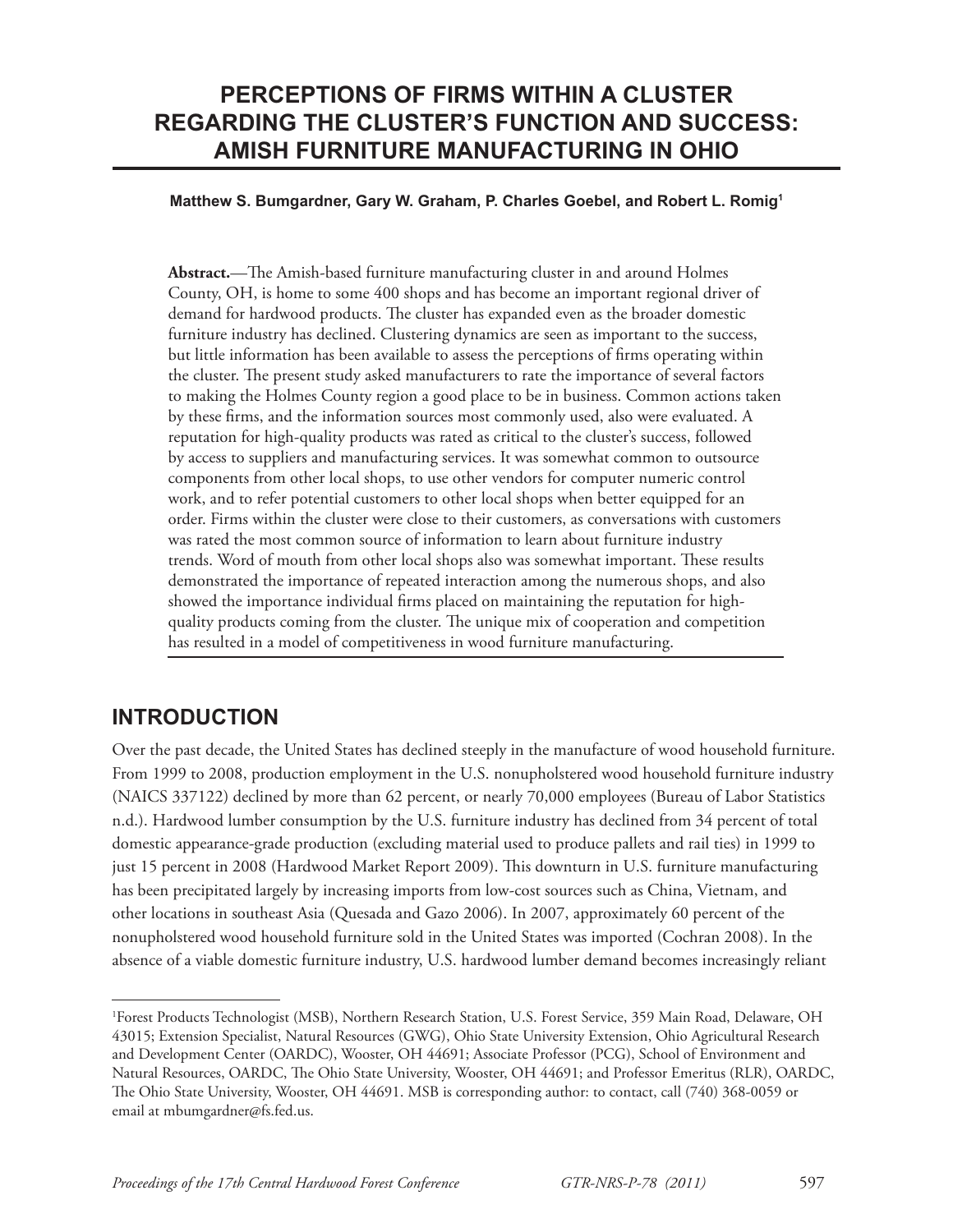# PERCEPTIONS OF FIRMS WITHIN A CLUSTER REGARDING THE CLUSTER'S FUNCTION AND SUCCESS: AMISH FURNITURE MANUFACTURING IN OHIO

**Matthew S. Bumgardner, Gary W. Graham, P. Charles Goebel, and Robert L. Romig[1]**

**Abstract.**—The Amish-based furniture manufacturing cluster in and around Holmes County, OH, is home to some 400 shops and has become an important regional driver of demand for hardwood products. The cluster has expanded even as the broader domestic furniture industry has declined. Clustering dynamics are seen as important to the success, but little information has been available to assess the perceptions of firms operating within the cluster. The present study asked manufacturers to rate the importance of several factors to making the Holmes County region a good place to be in business. Common actions taken by these firms, and the information sources most commonly used, also were evaluated. A reputation for high-quality products was rated as critical to the cluster's success, followed by access to suppliers and manufacturing services. It was somewhat common to outsource components from other local shops, to use other vendors for computer numeric control work, and to refer potential customers to other local shops when better equipped for an order. Firms within the cluster were close to their customers, as conversations with customers was rated the most common source of information to learn about furniture industry trends. Word of mouth from other local shops also was somewhat important. These results demonstrated the importance of repeated interaction among the numerous shops, and also showed the importance individual firms placed on maintaining the reputation for high-quality products coming from the cluster. The unique mix of cooperation and competition has resulted in a model of competitiveness in wood furniture manufacturing.

## INTRODUCTION

Over the past decade, the United States has declined steeply in the manufacture of wood household furniture. From 1999 to 2008, production employment in the U.S. nonupholstered wood household furniture industry (NAICS 337122) declined by more than 62 percent, or nearly 70,000 employees (Bureau of Labor Statistics n.d.). Hardwood lumber consumption by the U.S. furniture industry has declined from 34 percent of total domestic appearance-grade production (excluding material used to produce pallets and rail ties) in 1999 to just 15 percent in 2008 (Hardwood Market Report 2009). This downturn in U.S. furniture manufacturing has been precipitated largely by increasing imports from low-cost sources such as China, Vietnam, and other locations in southeast Asia (Quesada and Gazo 2006). In 2007, approximately 60 percent of the nonupholstered wood household furniture sold in the United States was imported (Cochran 2008). In the absence of a viable domestic furniture industry, U.S. hardwood lumber demand becomes increasingly reliant

---

[1]Forest Products Technologist (MSB), Northern Research Station, U.S. Forest Service, 359 Main Road, Delaware, OH 43015; Extension Specialist, Natural Resources (GWG), Ohio State University Extension, Ohio Agricultural Research and Development Center (OARDC), Wooster, OH 44691; Associate Professor (PCG), School of Environment and Natural Resources, OARDC, The Ohio State University, Wooster, OH 44691; and Professor Emeritus (RLR), OARDC, The Ohio State University, Wooster, OH 44691. MSB is corresponding author: to contact, call (740) 368-0059 or email at mbumgardner@fs.fed.us.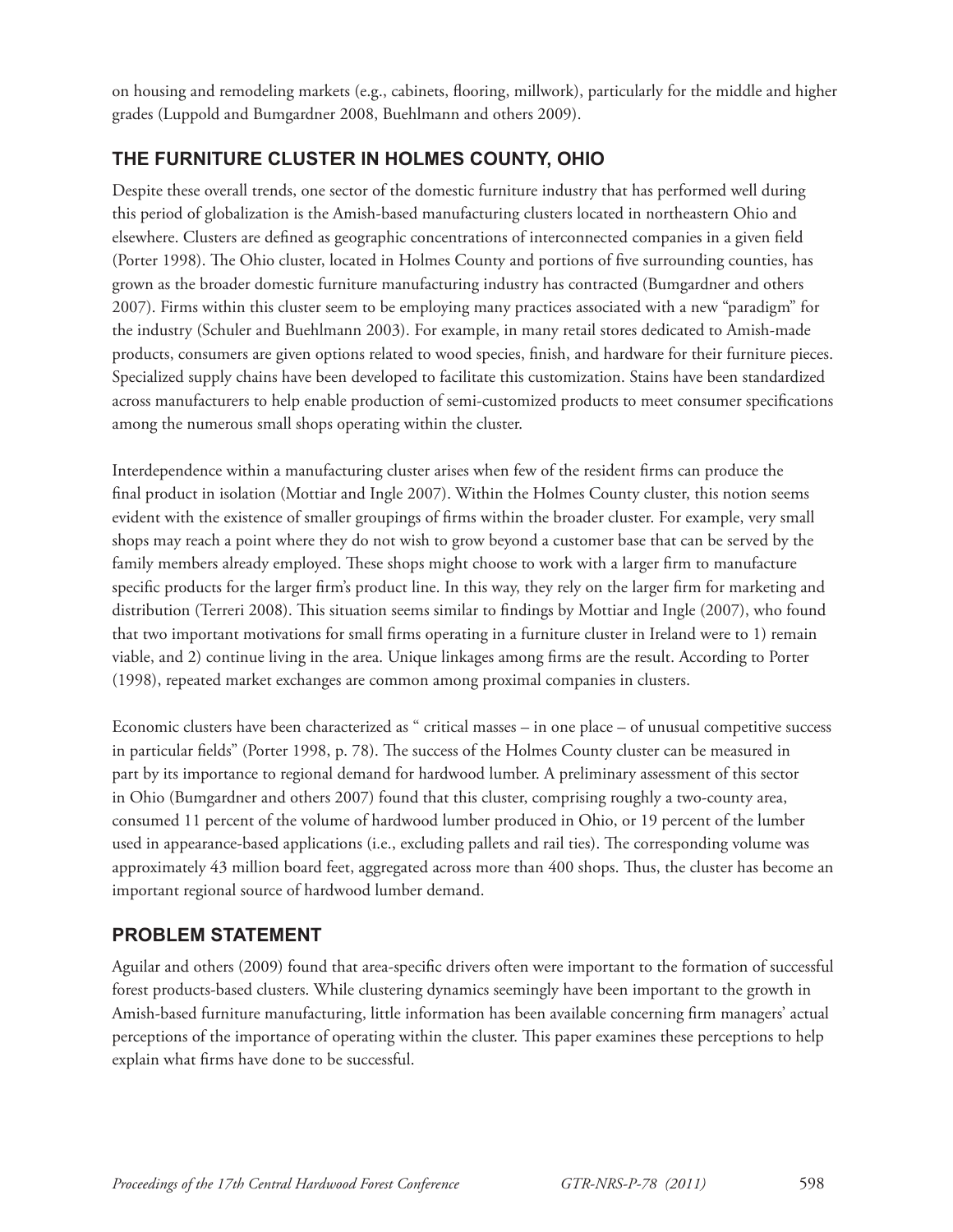on housing and remodeling markets (e.g., cabinets, flooring, millwork), particularly for the middle and higher grades (Luppold and Bumgardner 2008, Buehlmann and others 2009).

## THE FURNITURE CLUSTER IN HOLMES COUNTY, OHIO

Despite these overall trends, one sector of the domestic furniture industry that has performed well during this period of globalization is the Amish-based manufacturing clusters located in northeastern Ohio and elsewhere. Clusters are defined as geographic concentrations of interconnected companies in a given field (Porter 1998). The Ohio cluster, located in Holmes County and portions of five surrounding counties, has grown as the broader domestic furniture manufacturing industry has contracted (Bumgardner and others 2007). Firms within this cluster seem to be employing many practices associated with a new "paradigm" for the industry (Schuler and Buehlmann 2003). For example, in many retail stores dedicated to Amish-made products, consumers are given options related to wood species, finish, and hardware for their furniture pieces. Specialized supply chains have been developed to facilitate this customization. Stains have been standardized across manufacturers to help enable production of semi-customized products to meet consumer specifications among the numerous small shops operating within the cluster.

Interdependence within a manufacturing cluster arises when few of the resident firms can produce the final product in isolation (Mottiar and Ingle 2007). Within the Holmes County cluster, this notion seems evident with the existence of smaller groupings of firms within the broader cluster. For example, very small shops may reach a point where they do not wish to grow beyond a customer base that can be served by the family members already employed. These shops might choose to work with a larger firm to manufacture specific products for the larger firm's product line. In this way, they rely on the larger firm for marketing and distribution (Terreri 2008). This situation seems similar to findings by Mottiar and Ingle (2007), who found that two important motivations for small firms operating in a furniture cluster in Ireland were to 1) remain viable, and 2) continue living in the area. Unique linkages among firms are the result. According to Porter (1998), repeated market exchanges are common among proximal companies in clusters.

Economic clusters have been characterized as " critical masses – in one place – of unusual competitive success in particular fields" (Porter 1998, p. 78). The success of the Holmes County cluster can be measured in part by its importance to regional demand for hardwood lumber. A preliminary assessment of this sector in Ohio (Bumgardner and others 2007) found that this cluster, comprising roughly a two-county area, consumed 11 percent of the volume of hardwood lumber produced in Ohio, or 19 percent of the lumber used in appearance-based applications (i.e., excluding pallets and rail ties). The corresponding volume was approximately 43 million board feet, aggregated across more than 400 shops. Thus, the cluster has become an important regional source of hardwood lumber demand.

## PROBLEM STATEMENT

Aguilar and others (2009) found that area-specific drivers often were important to the formation of successful forest products-based clusters. While clustering dynamics seemingly have been important to the growth in Amish-based furniture manufacturing, little information has been available concerning firm managers' actual perceptions of the importance of operating within the cluster. This paper examines these perceptions to help explain what firms have done to be successful.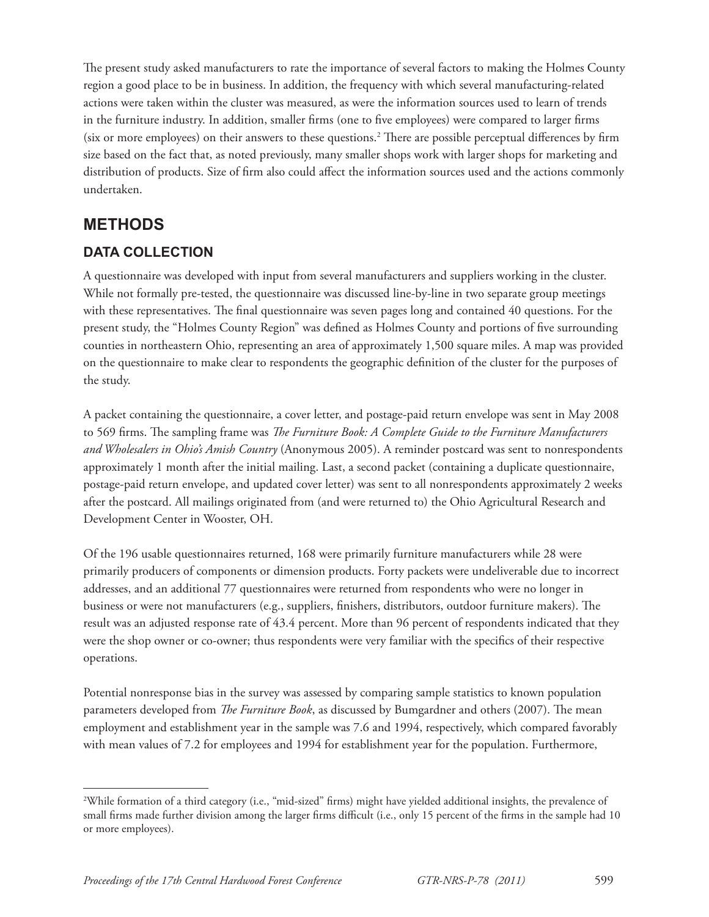The present study asked manufacturers to rate the importance of several factors to making the Holmes County region a good place to be in business. In addition, the frequency with which several manufacturing-related actions were taken within the cluster was measured, as were the information sources used to learn of trends in the furniture industry. In addition, smaller firms (one to five employees) were compared to larger firms (six or more employees) on their answers to these questions.[2] There are possible perceptual differences by firm size based on the fact that, as noted previously, many smaller shops work with larger shops for marketing and distribution of products. Size of firm also could affect the information sources used and the actions commonly undertaken.

## METHODS

### DATA COLLECTION

A questionnaire was developed with input from several manufacturers and suppliers working in the cluster. While not formally pre-tested, the questionnaire was discussed line-by-line in two separate group meetings with these representatives. The final questionnaire was seven pages long and contained 40 questions. For the present study, the "Holmes County Region" was defined as Holmes County and portions of five surrounding counties in northeastern Ohio, representing an area of approximately 1,500 square miles. A map was provided on the questionnaire to make clear to respondents the geographic definition of the cluster for the purposes of the study.

A packet containing the questionnaire, a cover letter, and postage-paid return envelope was sent in May 2008 to 569 firms. The sampling frame was *The Furniture Book: A Complete Guide to the Furniture Manufacturers and Wholesalers in Ohio's Amish Country* (Anonymous 2005). A reminder postcard was sent to nonrespondents approximately 1 month after the initial mailing. Last, a second packet (containing a duplicate questionnaire, postage-paid return envelope, and updated cover letter) was sent to all nonrespondents approximately 2 weeks after the postcard. All mailings originated from (and were returned to) the Ohio Agricultural Research and Development Center in Wooster, OH.

Of the 196 usable questionnaires returned, 168 were primarily furniture manufacturers while 28 were primarily producers of components or dimension products. Forty packets were undeliverable due to incorrect addresses, and an additional 77 questionnaires were returned from respondents who were no longer in business or were not manufacturers (e.g., suppliers, finishers, distributors, outdoor furniture makers). The result was an adjusted response rate of 43.4 percent. More than 96 percent of respondents indicated that they were the shop owner or co-owner; thus respondents were very familiar with the specifics of their respective operations.

Potential nonresponse bias in the survey was assessed by comparing sample statistics to known population parameters developed from *The Furniture Book*, as discussed by Bumgardner and others (2007). The mean employment and establishment year in the sample was 7.6 and 1994, respectively, which compared favorably with mean values of 7.2 for employees and 1994 for establishment year for the population. Furthermore,

---

[2] While formation of a third category (i.e., "mid-sized" firms) might have yielded additional insights, the prevalence of small firms made further division among the larger firms difficult (i.e., only 15 percent of the firms in the sample had 10 or more employees).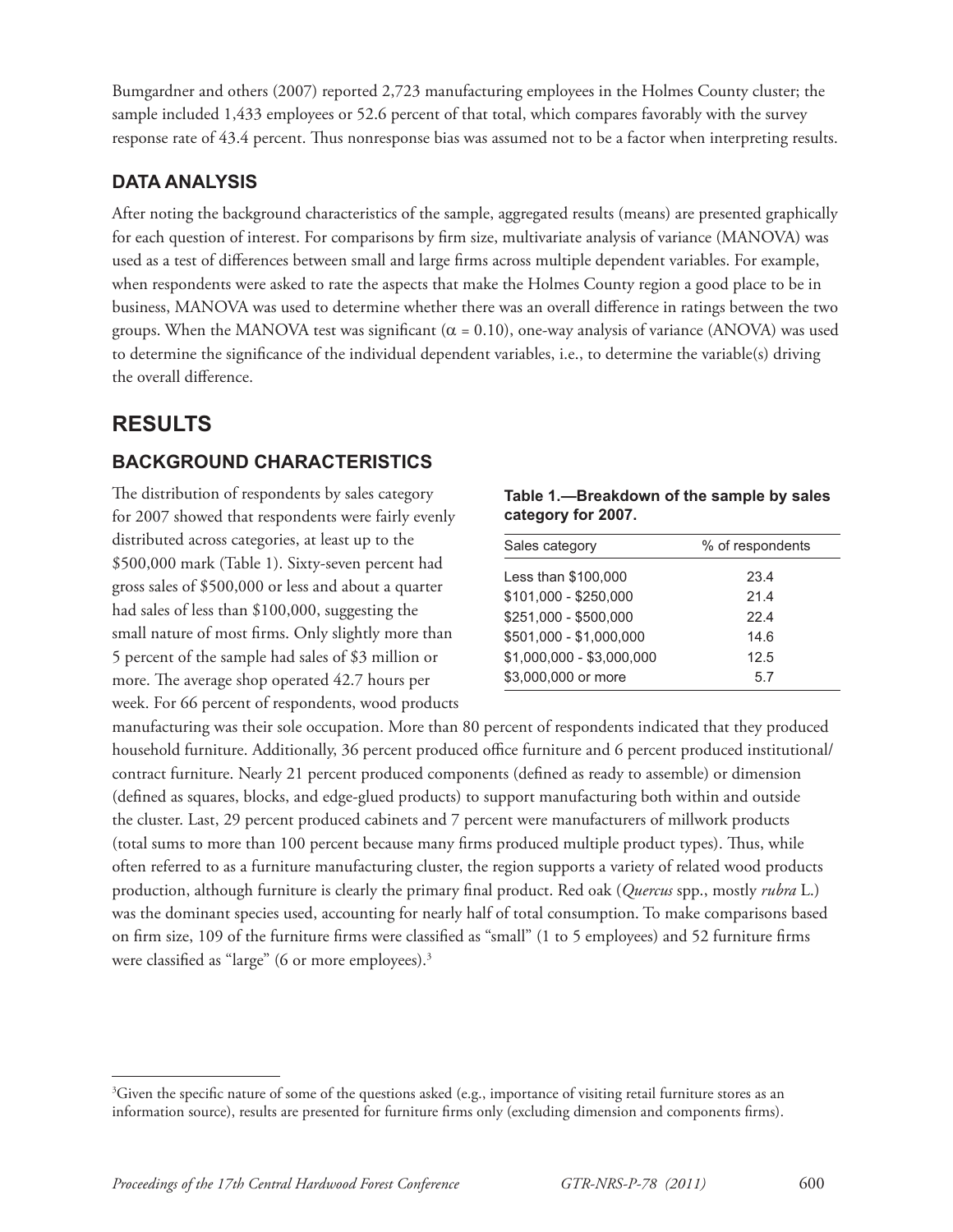Bumgardner and others (2007) reported 2,723 manufacturing employees in the Holmes County cluster; the sample included 1,433 employees or 52.6 percent of that total, which compares favorably with the survey response rate of 43.4 percent. Thus nonresponse bias was assumed not to be a factor when interpreting results.

### DATA ANALYSIS

After noting the background characteristics of the sample, aggregated results (means) are presented graphically for each question of interest. For comparisons by firm size, multivariate analysis of variance (MANOVA) was used as a test of differences between small and large firms across multiple dependent variables. For example, when respondents were asked to rate the aspects that make the Holmes County region a good place to be in business, MANOVA was used to determine whether there was an overall difference in ratings between the two groups. When the MANOVA test was significant ($\alpha = 0.10$), one-way analysis of variance (ANOVA) was used to determine the significance of the individual dependent variables, i.e., to determine the variable(s) driving the overall difference.

## RESULTS

### BACKGROUND CHARACTERISTICS

The distribution of respondents by sales category for 2007 showed that respondents were fairly evenly distributed across categories, at least up to the \$500,000 mark (Table 1). Sixty-seven percent had gross sales of \$500,000 or less and about a quarter had sales of less than \$100,000, suggesting the small nature of most firms. Only slightly more than 5 percent of the sample had sales of \$3 million or more. The average shop operated 42.7 hours per week. For 66 percent of respondents, wood products manufacturing was their sole occupation. More than 80 percent of respondents indicated that they produced household furniture. Additionally, 36 percent produced office furniture and 6 percent produced institutional/contract furniture. Nearly 21 percent produced components (defined as ready to assemble) or dimension (defined as squares, blocks, and edge-glued products) to support manufacturing both within and outside the cluster. Last, 29 percent produced cabinets and 7 percent were manufacturers of millwork products (total sums to more than 100 percent because many firms produced multiple product types). Thus, while often referred to as a furniture manufacturing cluster, the region supports a variety of related wood products production, although furniture is clearly the primary final product. Red oak (*Quercus* spp., mostly *rubra* L.) was the dominant species used, accounting for nearly half of total consumption. To make comparisons based on firm size, 109 of the furniture firms were classified as "small" (1 to 5 employees) and 52 furniture firms were classified as "large" (6 or more employees).[3]

**Table 1.—Breakdown of the sample by sales category for 2007.**

| Sales category | % of respondents |
|---|---|
| Less than \$100,000 | 23.4 |
| \$101,000 - \$250,000 | 21.4 |
| \$251,000 - \$500,000 | 22.4 |
| \$501,000 - \$1,000,000 | 14.6 |
| \$1,000,000 - \$3,000,000 | 12.5 |
| \$3,000,000 or more | 5.7 |

[3]Given the specific nature of some of the questions asked (e.g., importance of visiting retail furniture stores as an information source), results are presented for furniture firms only (excluding dimension and components firms).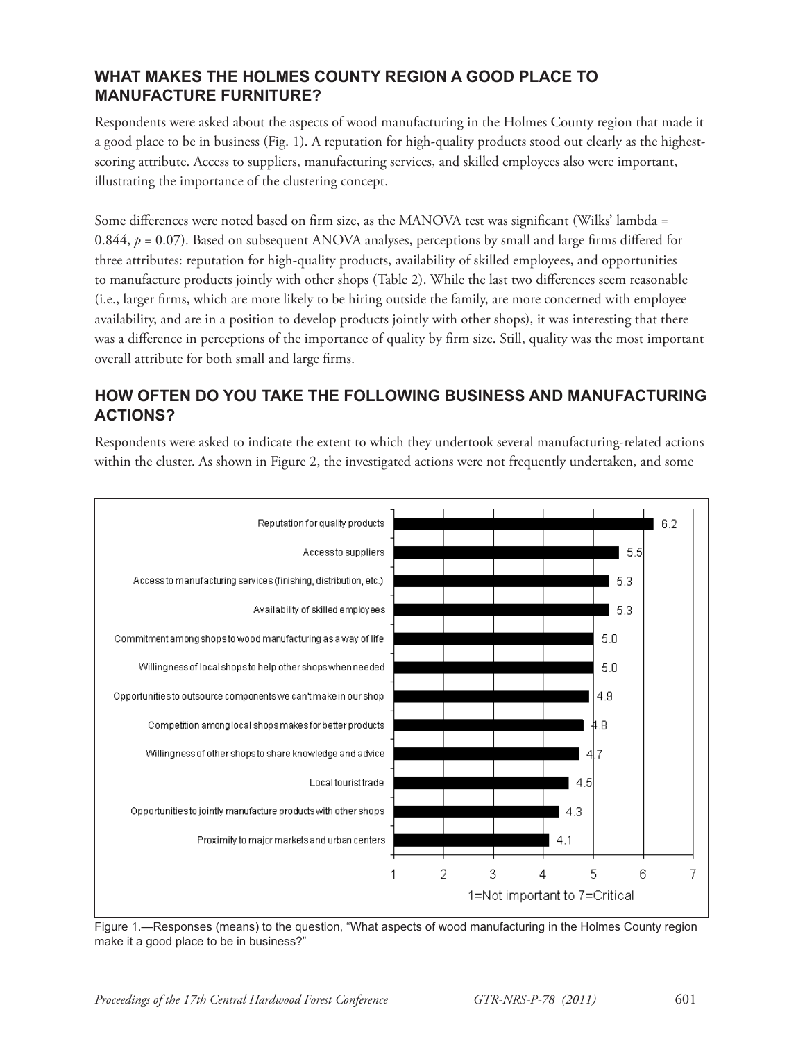## WHAT MAKES THE HOLMES COUNTY REGION A GOOD PLACE TO MANUFACTURE FURNITURE?

Respondents were asked about the aspects of wood manufacturing in the Holmes County region that made it a good place to be in business (Fig. 1). A reputation for high-quality products stood out clearly as the highest-scoring attribute. Access to suppliers, manufacturing services, and skilled employees also were important, illustrating the importance of the clustering concept.

Some differences were noted based on firm size, as the MANOVA test was significant (Wilks' lambda = 0.844, $p$ = 0.07). Based on subsequent ANOVA analyses, perceptions by small and large firms differed for three attributes: reputation for high-quality products, availability of skilled employees, and opportunities to manufacture products jointly with other shops (Table 2). While the last two differences seem reasonable (i.e., larger firms, which are more likely to be hiring outside the family, are more concerned with employee availability, and are in a position to develop products jointly with other shops), it was interesting that there was a difference in perceptions of the importance of quality by firm size. Still, quality was the most important overall attribute for both small and large firms.

## HOW OFTEN DO YOU TAKE THE FOLLOWING BUSINESS AND MANUFACTURING ACTIONS?

Respondents were asked to indicate the extent to which they undertook several manufacturing-related actions within the cluster. As shown in Figure 2, the investigated actions were not frequently undertaken, and some

| Attribute | Mean (1=Not important to 7=Critical) |
|---|---|
| Reputation for quality products | 6.2 |
| Access to suppliers | 5.5 |
| Access to manufacturing services (finishing, distribution, etc.) | 5.3 |
| Availability of skilled employees | 5.3 |
| Commitment among shops to wood manufacturing as a way of life | 5.0 |
| Willingness of local shops to help other shops when needed | 5.0 |
| Opportunities to outsource components we can't make in our shop | 4.9 |
| Competition among local shops makes for better products | 4.8 |
| Willingness of other shops to share knowledge and advice | 4.7 |
| Local tourist trade | 4.5 |
| Opportunities to jointly manufacture products with other shops | 4.3 |
| Proximity to major markets and urban centers | 4.1 |

Figure 1.—Responses (means) to the question, "What aspects of wood manufacturing in the Holmes County region make it a good place to be in business?"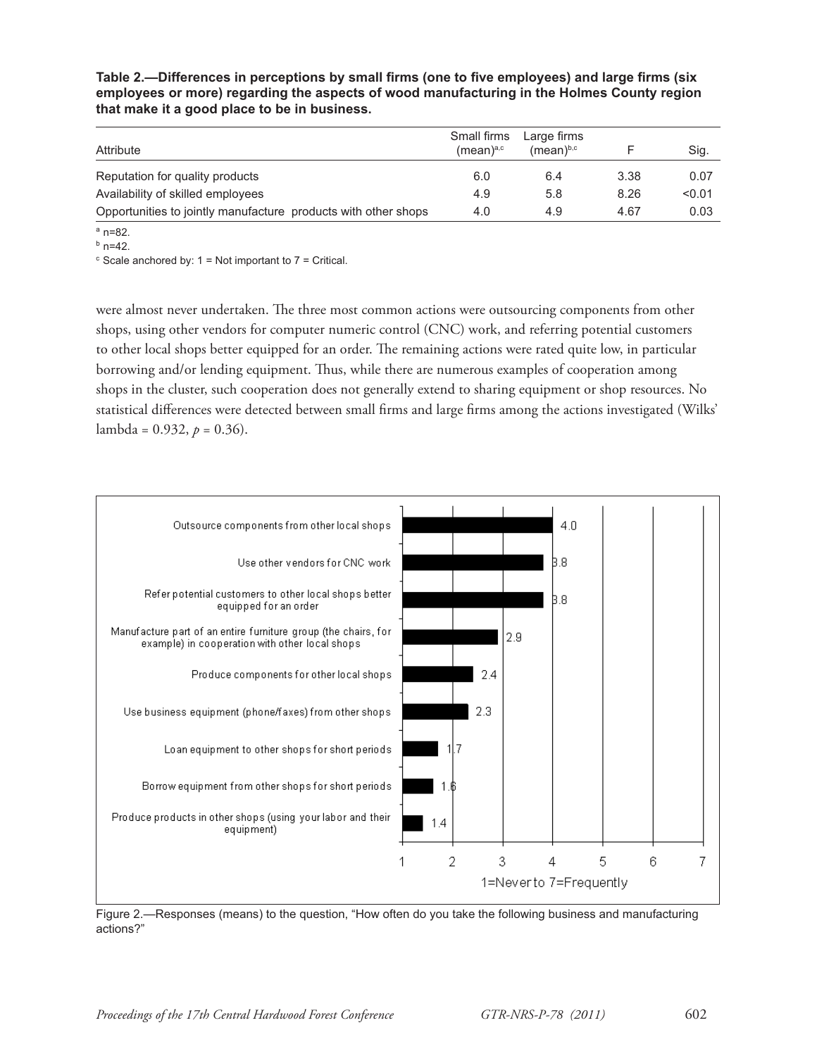**Table 2.—Differences in perceptions by small firms (one to five employees) and large firms (six employees or more) regarding the aspects of wood manufacturing in the Holmes County region that make it a good place to be in business.**

| Attribute | Small firms (mean)[a,c] | Large firms (mean)[b,c] | F | Sig. |
|---|---|---|---|---|
| Reputation for quality products | 6.0 | 6.4 | 3.38 | 0.07 |
| Availability of skilled employees | 4.9 | 5.8 | 8.26 | <0.01 |
| Opportunities to jointly manufacture products with other shops | 4.0 | 4.9 | 4.67 | 0.03 |

[a] n=82.
[b] n=42.
[c] Scale anchored by: 1 = Not important to 7 = Critical.

were almost never undertaken. The three most common actions were outsourcing components from other shops, using other vendors for computer numeric control (CNC) work, and referring potential customers to other local shops better equipped for an order. The remaining actions were rated quite low, in particular borrowing and/or lending equipment. Thus, while there are numerous examples of cooperation among shops in the cluster, such cooperation does not generally extend to sharing equipment or shop resources. No statistical differences were detected between small firms and large firms among the actions investigated (Wilks' lambda = 0.932, $p$ = 0.36).

| Action | Mean (1=Never to 7=Frequently) |
|---|---|
| Outsource components from other local shops | 4.0 |
| Use other vendors for CNC work | 3.8 |
| Refer potential customers to other local shops better equipped for an order | 3.8 |
| Manufacture part of an entire furniture group (the chairs, for example) in cooperation with other local shops | 2.9 |
| Produce components for other local shops | 2.4 |
| Use business equipment (phone/faxes) from other shops | 2.3 |
| Loan equipment to other shops for short periods | 1.7 |
| Borrow equipment from other shops for short periods | 1.6 |
| Produce products in other shops (using your labor and their equipment) | 1.4 |

Figure 2.—Responses (means) to the question, "How often do you take the following business and manufacturing actions?"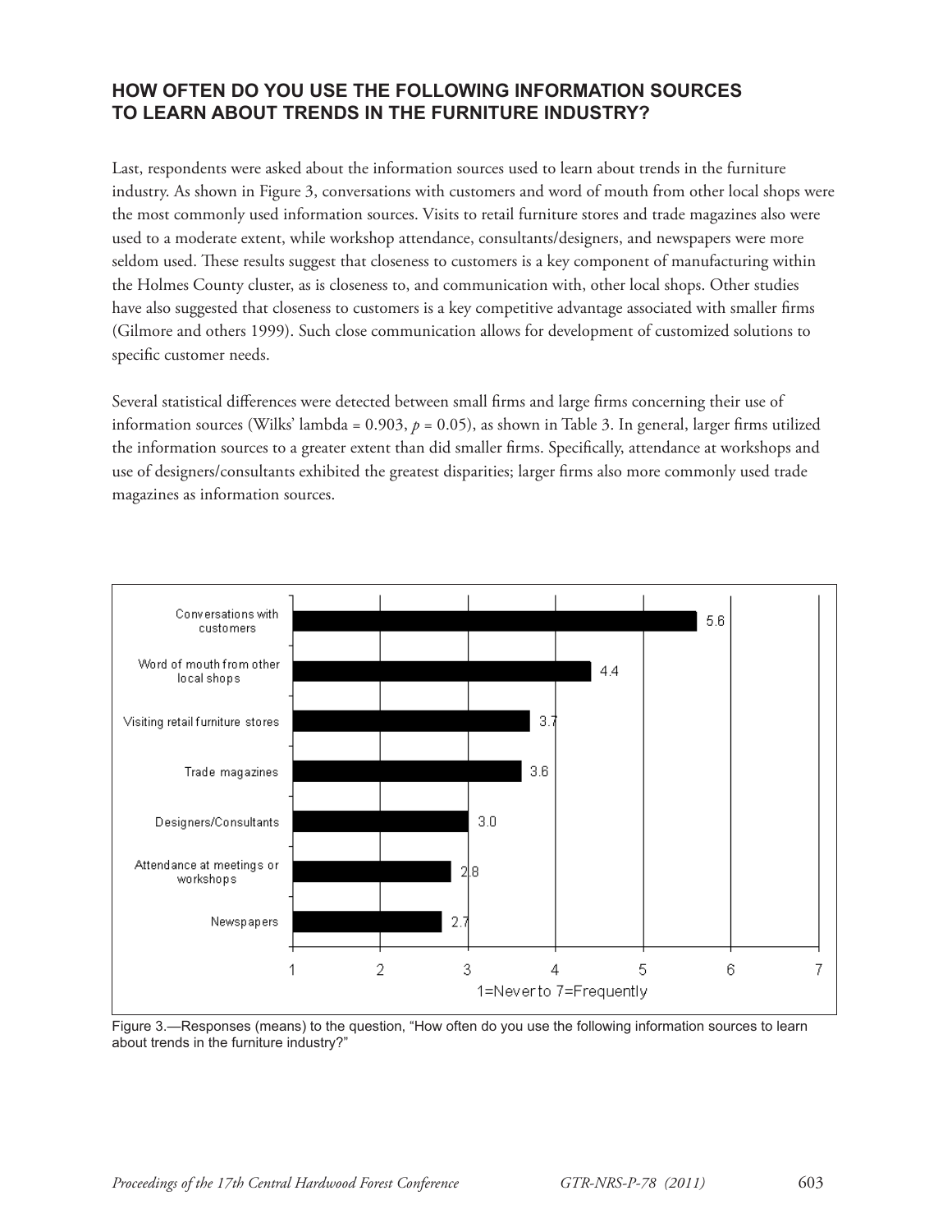## HOW OFTEN DO YOU USE THE FOLLOWING INFORMATION SOURCES TO LEARN ABOUT TRENDS IN THE FURNITURE INDUSTRY?

Last, respondents were asked about the information sources used to learn about trends in the furniture industry. As shown in Figure 3, conversations with customers and word of mouth from other local shops were the most commonly used information sources. Visits to retail furniture stores and trade magazines also were used to a moderate extent, while workshop attendance, consultants/designers, and newspapers were more seldom used. These results suggest that closeness to customers is a key component of manufacturing within the Holmes County cluster, as is closeness to, and communication with, other local shops. Other studies have also suggested that closeness to customers is a key competitive advantage associated with smaller firms (Gilmore and others 1999). Such close communication allows for development of customized solutions to specific customer needs.

Several statistical differences were detected between small firms and large firms concerning their use of information sources (Wilks' lambda = 0.903, $p = 0.05$), as shown in Table 3. In general, larger firms utilized the information sources to a greater extent than did smaller firms. Specifically, attendance at workshops and use of designers/consultants exhibited the greatest disparities; larger firms also more commonly used trade magazines as information sources.

| Information source | Mean (1=Never to 7=Frequently) |
|---|---|
| Conversations with customers | 5.6 |
| Word of mouth from other local shops | 4.4 |
| Visiting retail furniture stores | 3.7 |
| Trade magazines | 3.6 |
| Designers/Consultants | 3.0 |
| Attendance at meetings or workshops | 2.8 |
| Newspapers | 2.7 |

Figure 3.—Responses (means) to the question, "How often do you use the following information sources to learn about trends in the furniture industry?"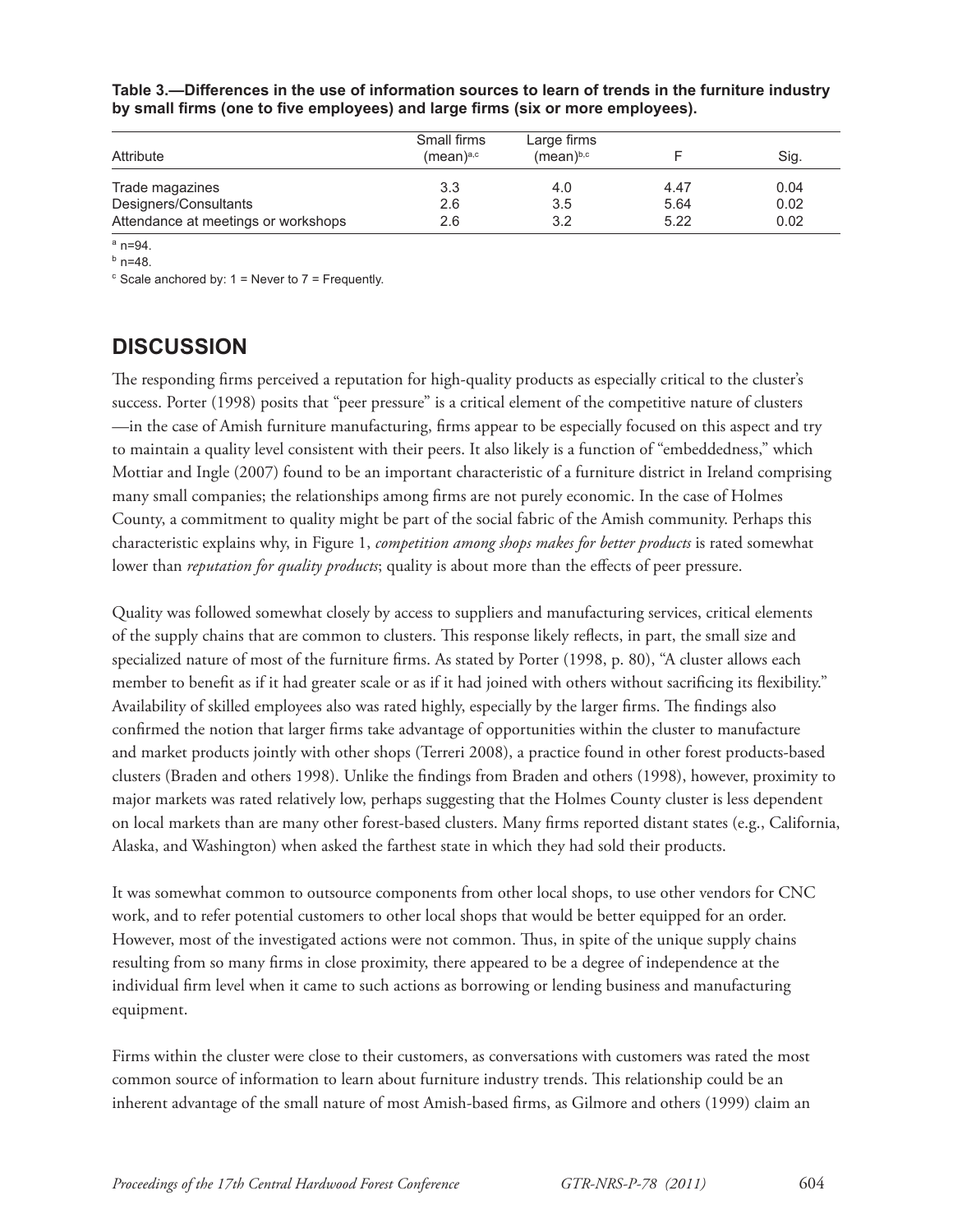**Table 3.—Differences in the use of information sources to learn of trends in the furniture industry by small firms (one to five employees) and large firms (six or more employees).**

| Attribute | Small firms (mean)[a,c] | Large firms (mean)[b,c] | F | Sig. |
|---|---|---|---|---|
| Trade magazines | 3.3 | 4.0 | 4.47 | 0.04 |
| Designers/Consultants | 2.6 | 3.5 | 5.64 | 0.02 |
| Attendance at meetings or workshops | 2.6 | 3.2 | 5.22 | 0.02 |

[a] n=94.
[b] n=48.
[c] Scale anchored by: 1 = Never to 7 = Frequently.

## DISCUSSION

The responding firms perceived a reputation for high-quality products as especially critical to the cluster's success. Porter (1998) posits that "peer pressure" is a critical element of the competitive nature of clusters —in the case of Amish furniture manufacturing, firms appear to be especially focused on this aspect and try to maintain a quality level consistent with their peers. It also likely is a function of "embeddedness," which Mottiar and Ingle (2007) found to be an important characteristic of a furniture district in Ireland comprising many small companies; the relationships among firms are not purely economic. In the case of Holmes County, a commitment to quality might be part of the social fabric of the Amish community. Perhaps this characteristic explains why, in Figure 1, *competition among shops makes for better products* is rated somewhat lower than *reputation for quality products*; quality is about more than the effects of peer pressure.

Quality was followed somewhat closely by access to suppliers and manufacturing services, critical elements of the supply chains that are common to clusters. This response likely reflects, in part, the small size and specialized nature of most of the furniture firms. As stated by Porter (1998, p. 80), "A cluster allows each member to benefit as if it had greater scale or as if it had joined with others without sacrificing its flexibility." Availability of skilled employees also was rated highly, especially by the larger firms. The findings also confirmed the notion that larger firms take advantage of opportunities within the cluster to manufacture and market products jointly with other shops (Terreri 2008), a practice found in other forest products-based clusters (Braden and others 1998). Unlike the findings from Braden and others (1998), however, proximity to major markets was rated relatively low, perhaps suggesting that the Holmes County cluster is less dependent on local markets than are many other forest-based clusters. Many firms reported distant states (e.g., California, Alaska, and Washington) when asked the farthest state in which they had sold their products.

It was somewhat common to outsource components from other local shops, to use other vendors for CNC work, and to refer potential customers to other local shops that would be better equipped for an order. However, most of the investigated actions were not common. Thus, in spite of the unique supply chains resulting from so many firms in close proximity, there appeared to be a degree of independence at the individual firm level when it came to such actions as borrowing or lending business and manufacturing equipment.

Firms within the cluster were close to their customers, as conversations with customers was rated the most common source of information to learn about furniture industry trends. This relationship could be an inherent advantage of the small nature of most Amish-based firms, as Gilmore and others (1999) claim an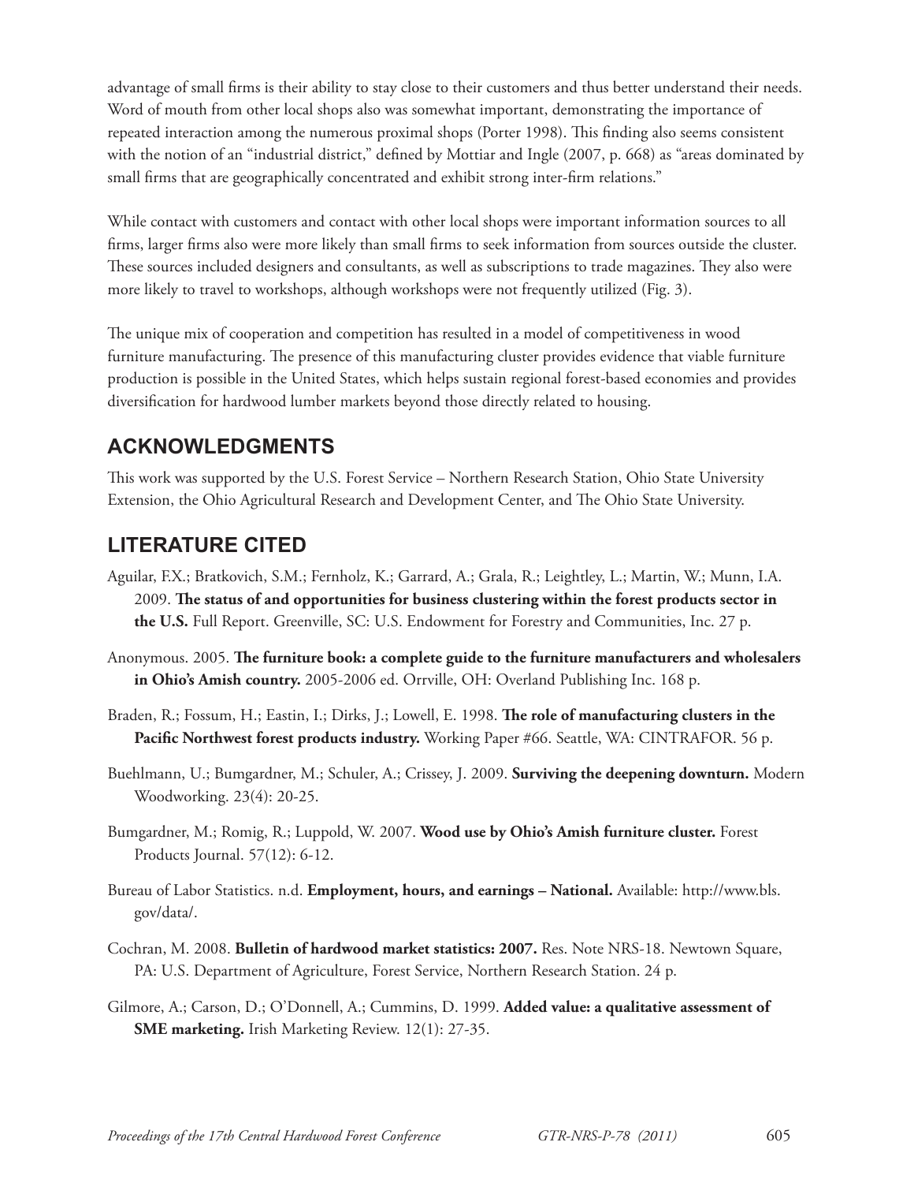advantage of small firms is their ability to stay close to their customers and thus better understand their needs. Word of mouth from other local shops also was somewhat important, demonstrating the importance of repeated interaction among the numerous proximal shops (Porter 1998). This finding also seems consistent with the notion of an "industrial district," defined by Mottiar and Ingle (2007, p. 668) as "areas dominated by small firms that are geographically concentrated and exhibit strong inter-firm relations."

While contact with customers and contact with other local shops were important information sources to all firms, larger firms also were more likely than small firms to seek information from sources outside the cluster. These sources included designers and consultants, as well as subscriptions to trade magazines. They also were more likely to travel to workshops, although workshops were not frequently utilized (Fig. 3).

The unique mix of cooperation and competition has resulted in a model of competitiveness in wood furniture manufacturing. The presence of this manufacturing cluster provides evidence that viable furniture production is possible in the United States, which helps sustain regional forest-based economies and provides diversification for hardwood lumber markets beyond those directly related to housing.

## ACKNOWLEDGMENTS

This work was supported by the U.S. Forest Service – Northern Research Station, Ohio State University Extension, the Ohio Agricultural Research and Development Center, and The Ohio State University.

## LITERATURE CITED

Aguilar, F.X.; Bratkovich, S.M.; Fernholz, K.; Garrard, A.; Grala, R.; Leightley, L.; Martin, W.; Munn, I.A. 2009. **The status of and opportunities for business clustering within the forest products sector in the U.S.** Full Report. Greenville, SC: U.S. Endowment for Forestry and Communities, Inc. 27 p.

Anonymous. 2005. **The furniture book: a complete guide to the furniture manufacturers and wholesalers in Ohio's Amish country.** 2005-2006 ed. Orrville, OH: Overland Publishing Inc. 168 p.

Braden, R.; Fossum, H.; Eastin, I.; Dirks, J.; Lowell, E. 1998. **The role of manufacturing clusters in the Pacific Northwest forest products industry.** Working Paper #66. Seattle, WA: CINTRAFOR. 56 p.

Buehlmann, U.; Bumgardner, M.; Schuler, A.; Crissey, J. 2009. **Surviving the deepening downturn.** Modern Woodworking. 23(4): 20-25.

Bumgardner, M.; Romig, R.; Luppold, W. 2007. **Wood use by Ohio's Amish furniture cluster.** Forest Products Journal. 57(12): 6-12.

Bureau of Labor Statistics. n.d. **Employment, hours, and earnings – National.** Available: http://www.bls.gov/data/.

Cochran, M. 2008. **Bulletin of hardwood market statistics: 2007.** Res. Note NRS-18. Newtown Square, PA: U.S. Department of Agriculture, Forest Service, Northern Research Station. 24 p.

Gilmore, A.; Carson, D.; O'Donnell, A.; Cummins, D. 1999. **Added value: a qualitative assessment of SME marketing.** Irish Marketing Review. 12(1): 27-35.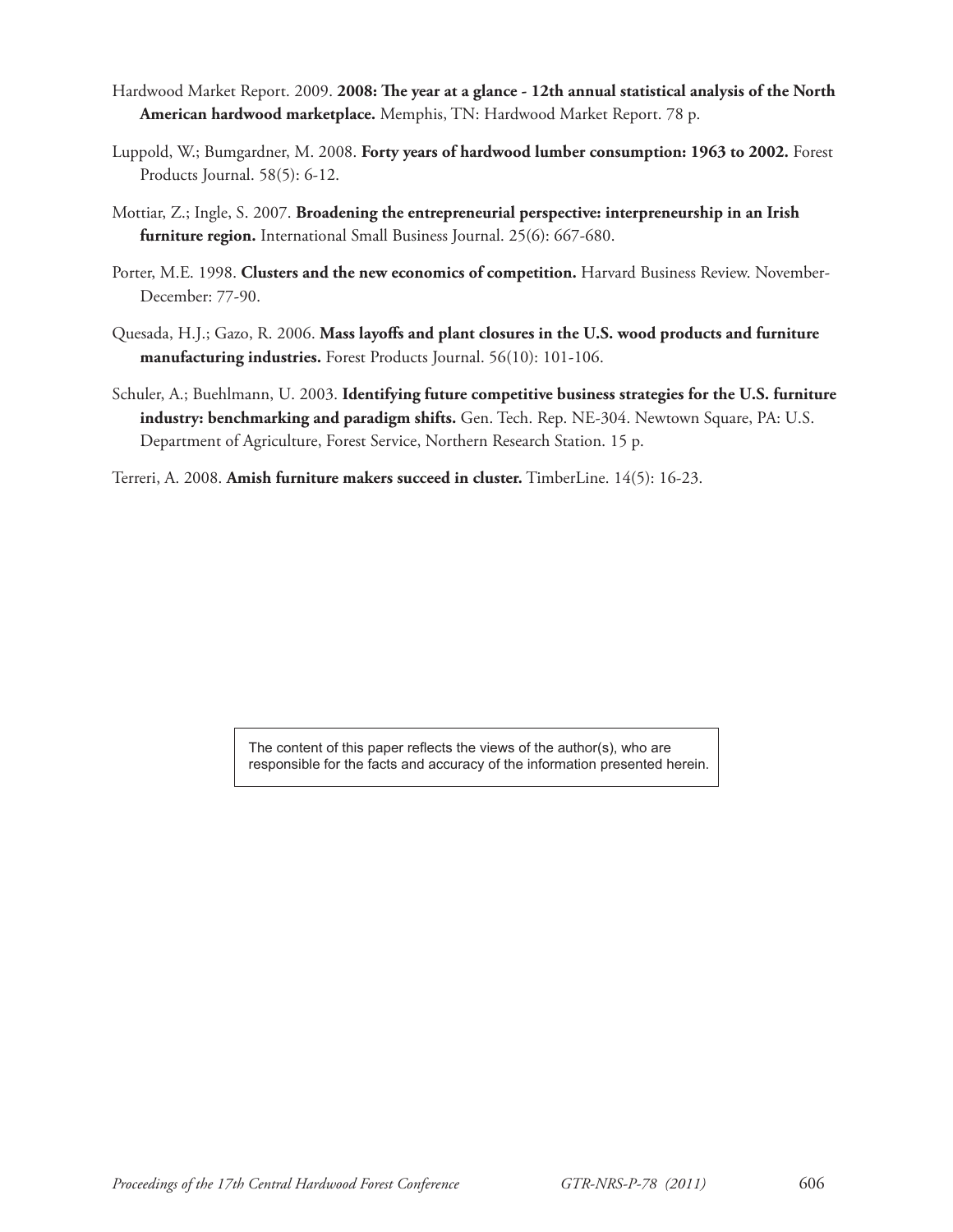Hardwood Market Report. 2009. **2008: The year at a glance - 12th annual statistical analysis of the North American hardwood marketplace.** Memphis, TN: Hardwood Market Report. 78 p.

Luppold, W.; Bumgardner, M. 2008. **Forty years of hardwood lumber consumption: 1963 to 2002.** Forest Products Journal. 58(5): 6-12.

Mottiar, Z.; Ingle, S. 2007. **Broadening the entrepreneurial perspective: interpreneurship in an Irish furniture region.** International Small Business Journal. 25(6): 667-680.

Porter, M.E. 1998. **Clusters and the new economics of competition.** Harvard Business Review. November-December: 77-90.

Quesada, H.J.; Gazo, R. 2006. **Mass layoffs and plant closures in the U.S. wood products and furniture manufacturing industries.** Forest Products Journal. 56(10): 101-106.

Schuler, A.; Buehlmann, U. 2003. **Identifying future competitive business strategies for the U.S. furniture industry: benchmarking and paradigm shifts.** Gen. Tech. Rep. NE-304. Newtown Square, PA: U.S. Department of Agriculture, Forest Service, Northern Research Station. 15 p.

Terreri, A. 2008. **Amish furniture makers succeed in cluster.** TimberLine. 14(5): 16-23.

The content of this paper reflects the views of the author(s), who are responsible for the facts and accuracy of the information presented herein.